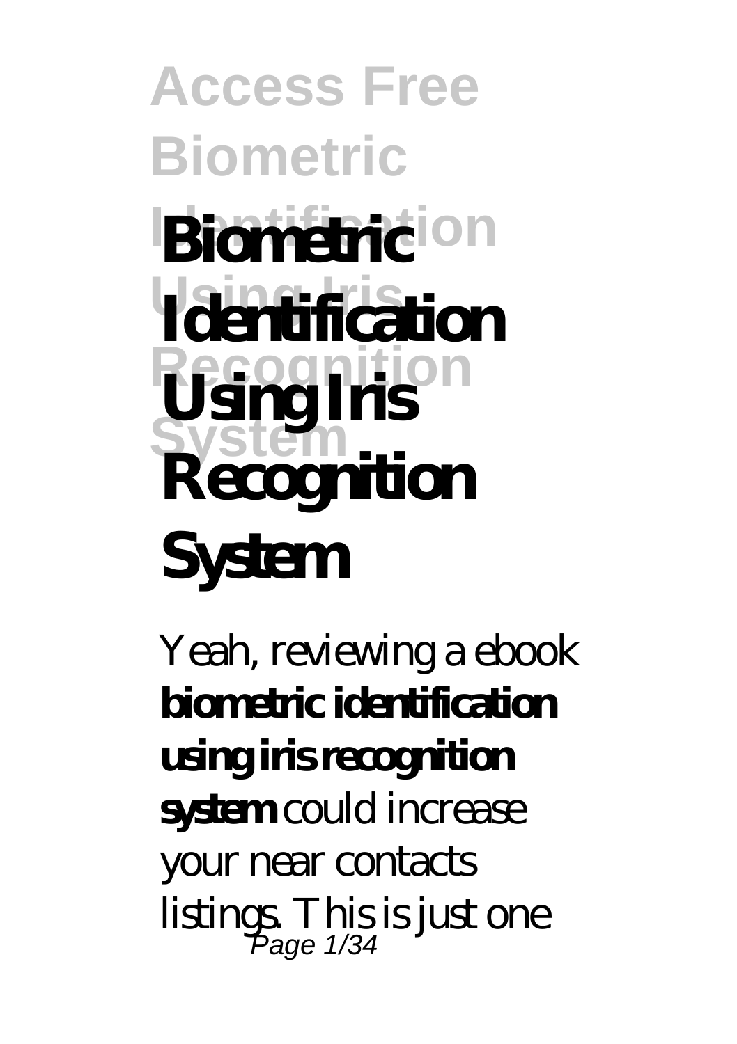# Biometric Identification Using Iris Recognition System

Yeah, reviewing a ebook **biometric identification using iris recognition system** could increase your near contacts listings. This is just one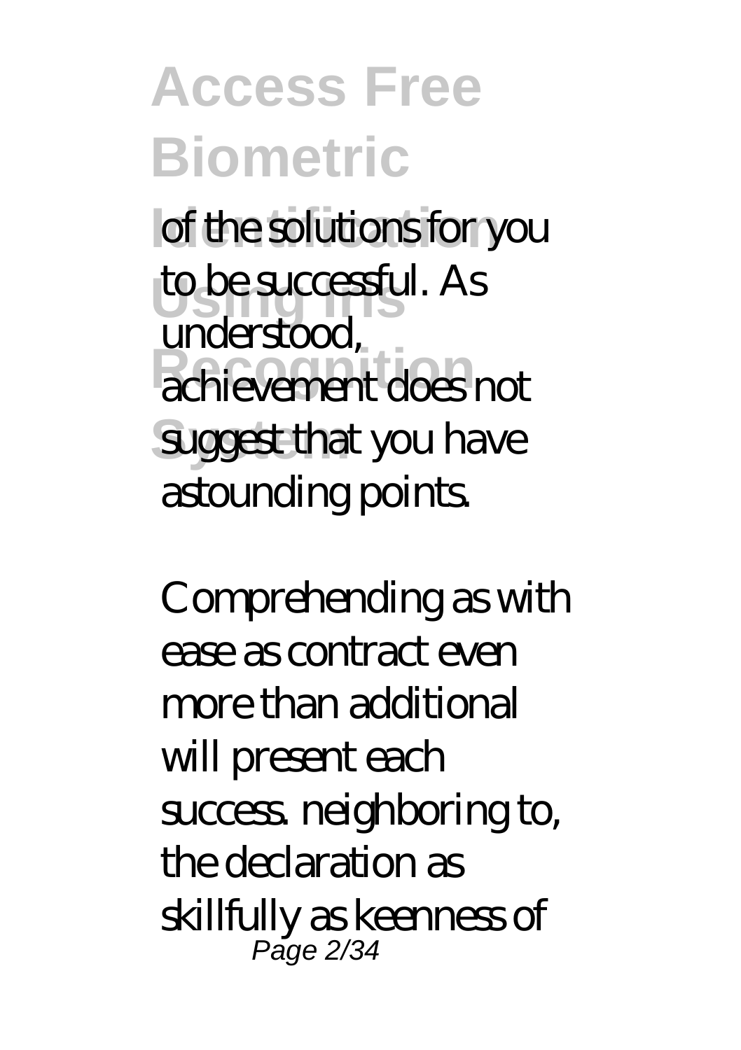of the solutions for you to be successful. As understood, achievement does not suggest that you have astounding points.

Comprehending as with ease as contract even more than additional will present each success. neighboring to, the declaration as skillfully as keenness of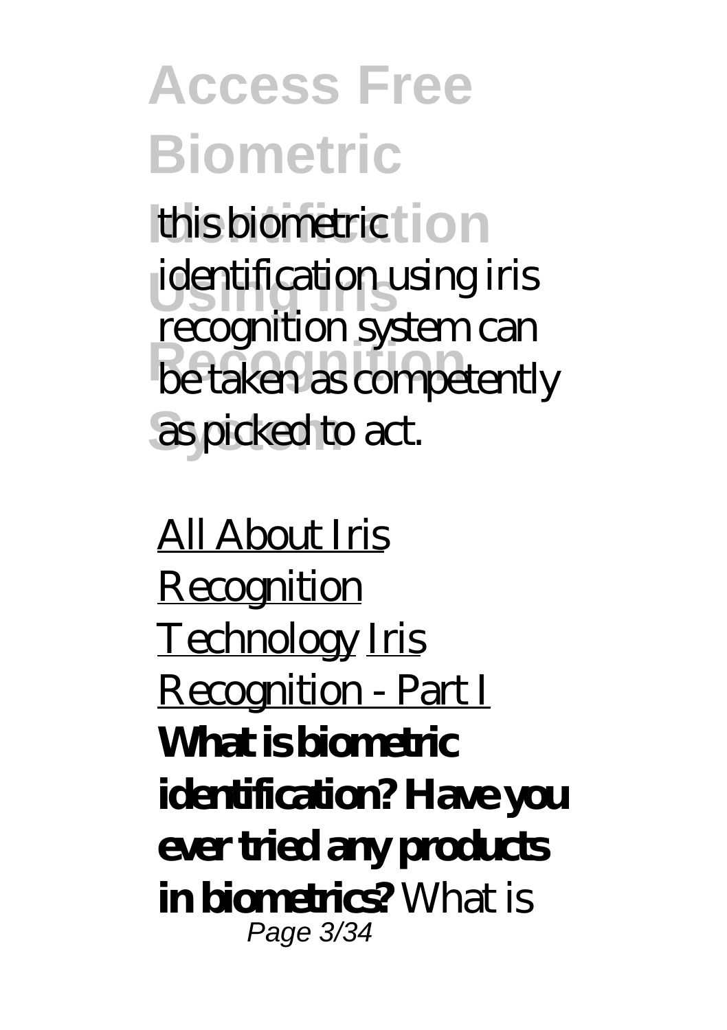this biometric identification using iris recognition system can be taken as competently as picked to act.

All About Iris Recognition Technology Iris Recognition - Part I **What is biometric identification? Have you ever tried any products in biometrics?** *What is*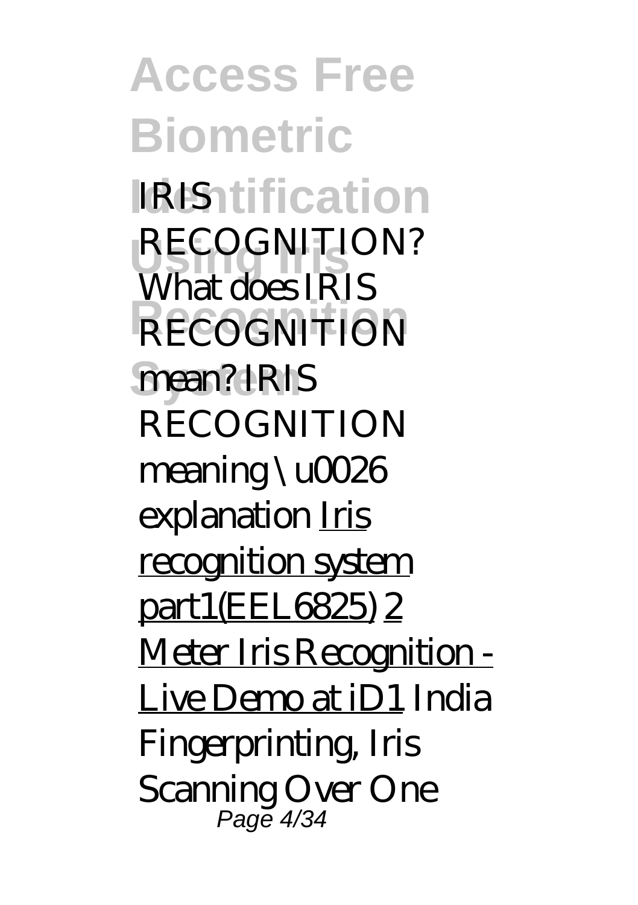*IRIS RECOGNITION? What does IRIS RECOGNITION mean? IRIS RECOGNITION meaning \u0026 explanation* Iris recognition system part1(EEL6825) 2 Meter Iris Recognition - Live Demo at iD1 *India Fingerprinting, Iris Scanning Over One*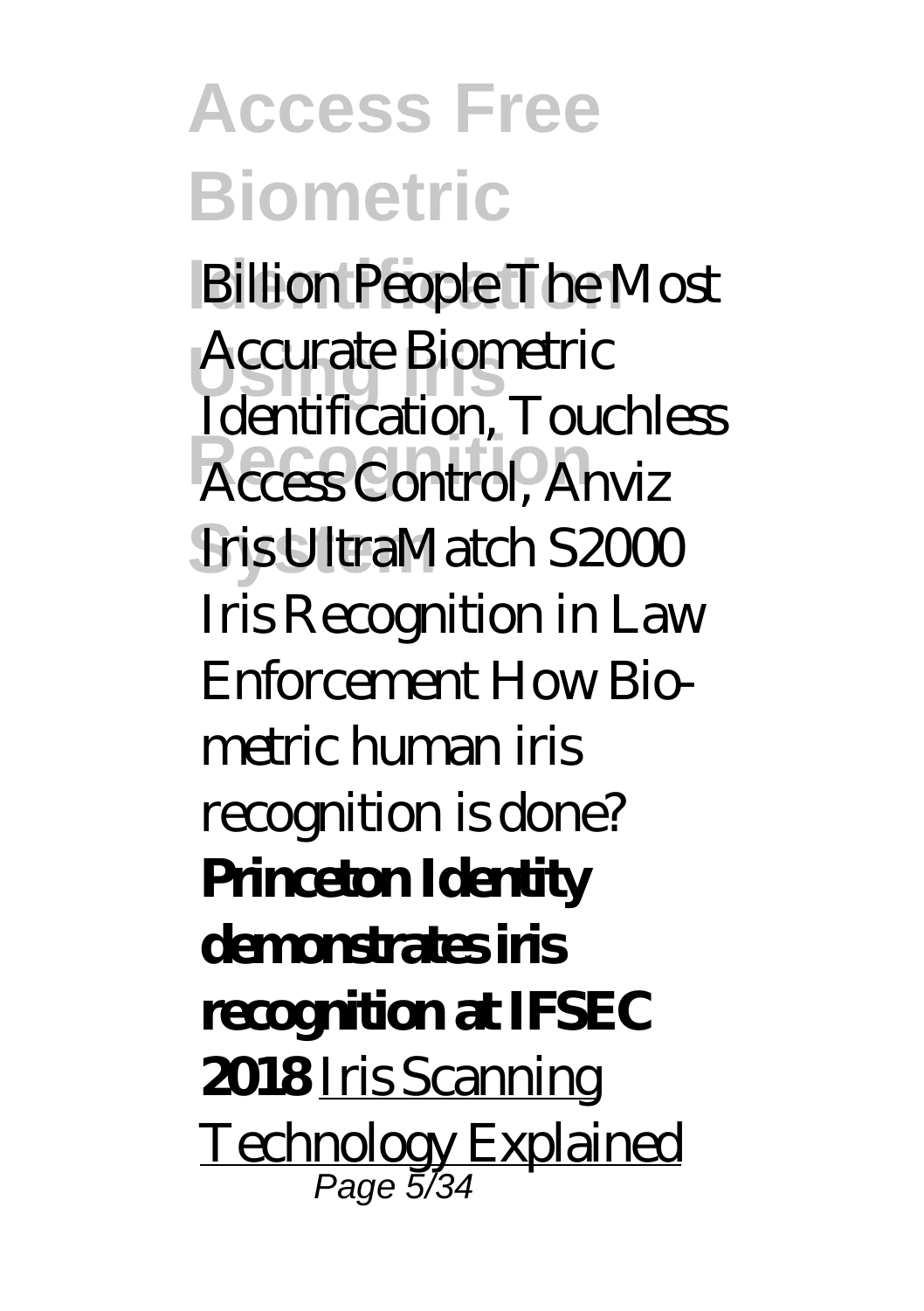*Billion People The Most Accurate Biometric Identification, Touchless Access Control, Anviz Iris UltraMatch S2000 Iris Recognition in Law Enforcement How Bio-metric human iris recognition is done?* **Princeton Identity demonstrates iris recognition at IFSEC 2018** Iris Scanning Technology Explained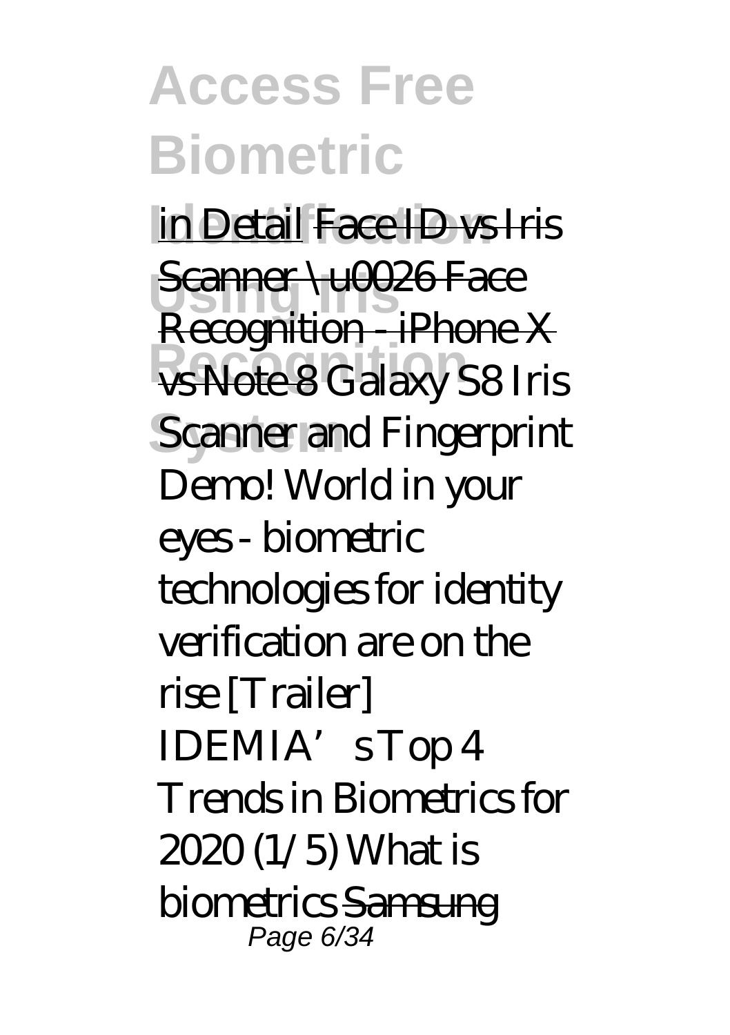in Detail Face ID vs Iris Scanner \u0026 Face Recognition - iPhone X vs Note 8 *Galaxy S8 Iris Scanner and Fingerprint Demo! World in your eyes - biometric technologies for identity verification are on the rise [Trailer] IDEMIA's Top 4 Trends in Biometrics for 2020 (1/5) What is biometrics* Samsung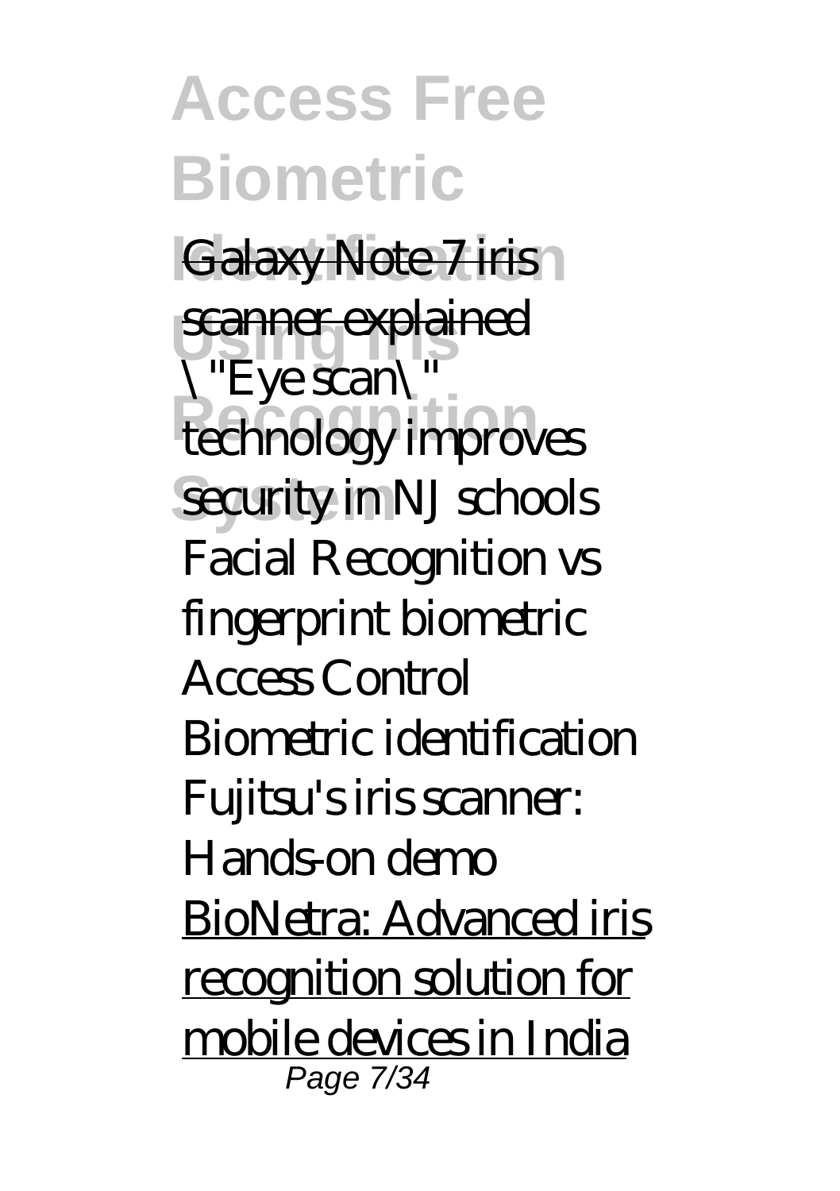Galaxy Note 7 iris scanner explained

"Eye scan" technology improves security in NJ schools

Facial Recognition vs fingerprint biometric Access Control

Biometric identification

Fujitsu's iris scanner: Hands-on demo

BioNetra: Advanced iris recognition solution for mobile devices in India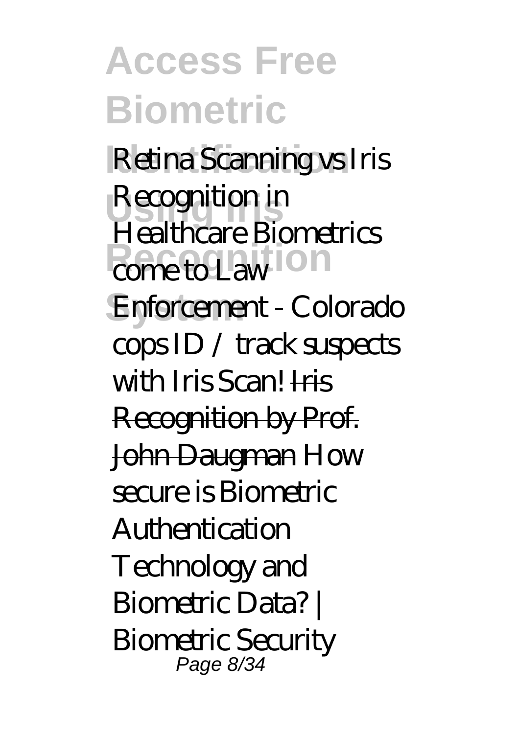*Retina Scanning vs Iris Recognition in Healthcare Biometrics come to Law Enforcement - Colorado cops ID / track suspects with Iris Scan!* ~~Iris Recognition by Prof. John Daugman~~ *How secure is Biometric Authentication Technology and Biometric Data? | Biometric Security*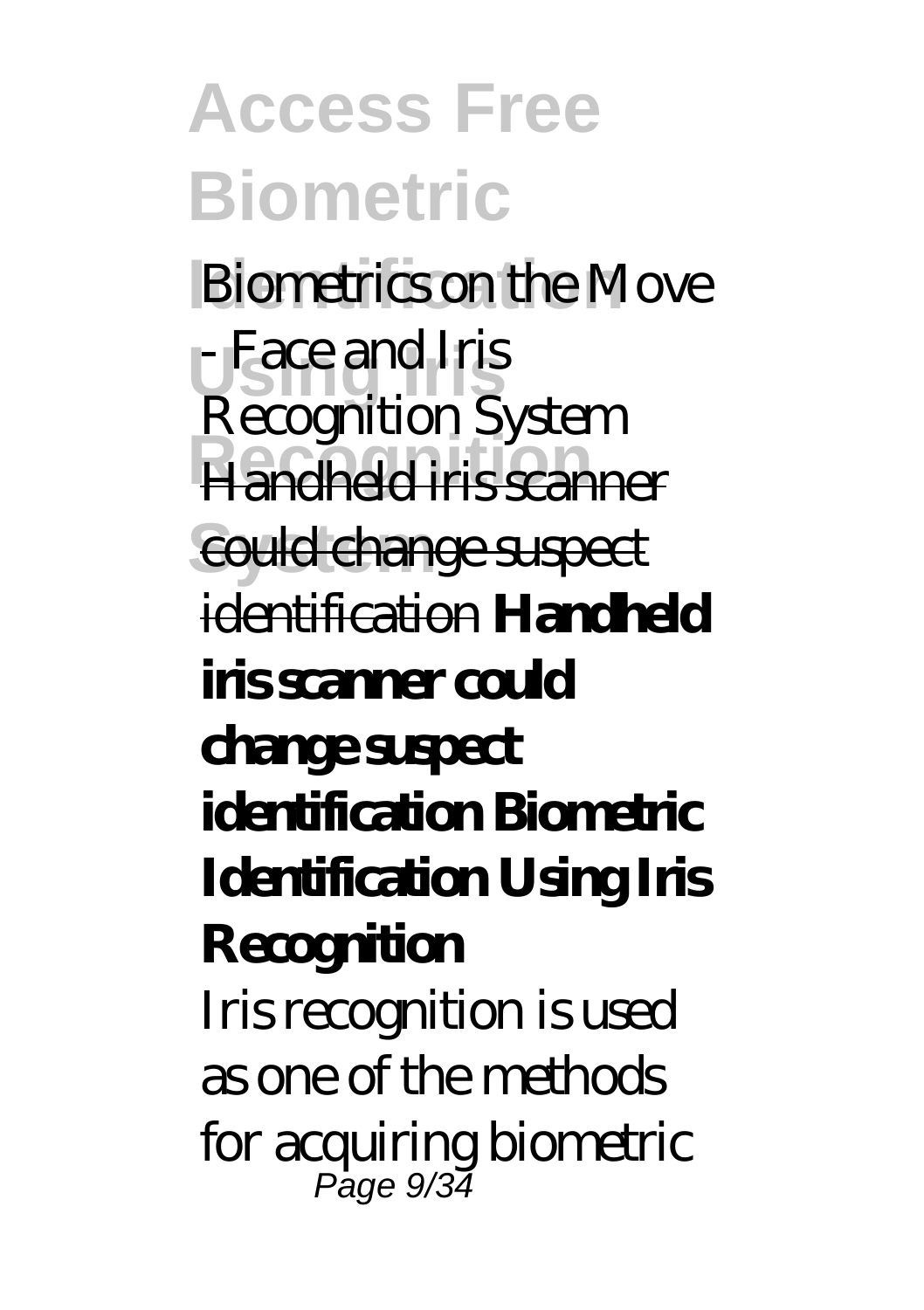*Biometrics on the Move - Face and Iris Recognition System* Handheld iris scanner could change suspect identification **Handheld iris scanner could change suspect identification Biometric Identification Using Iris Recognition**

Iris recognition is used as one of the methods for acquiring biometric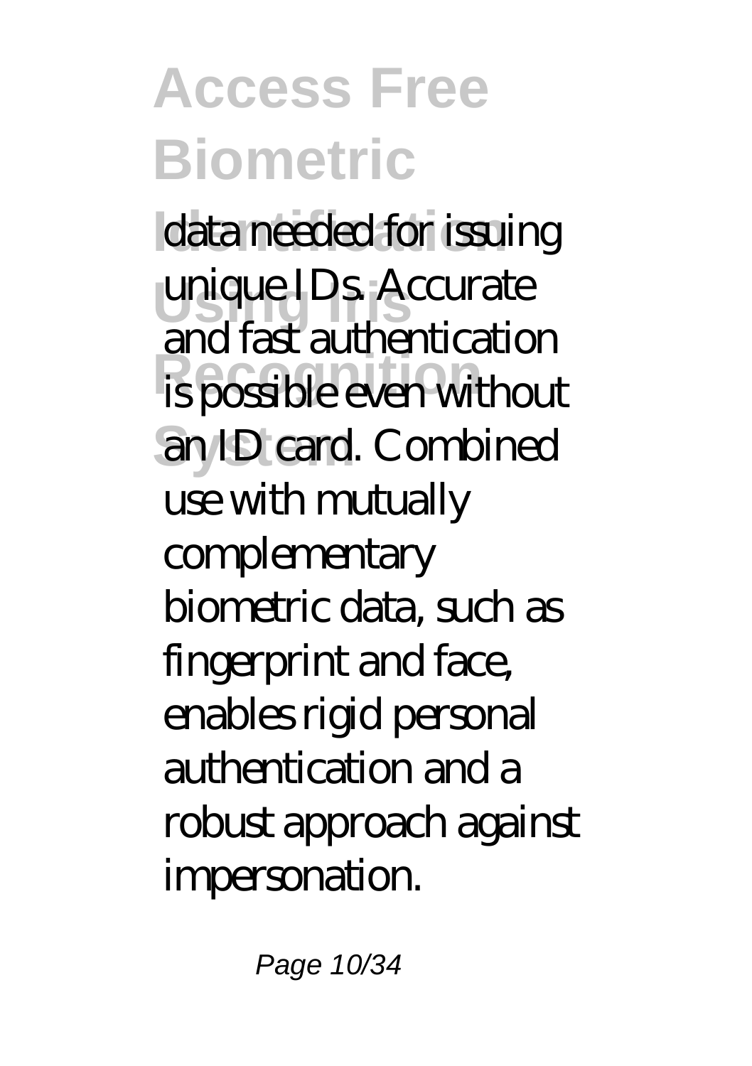data needed for issuing unique IDs. Accurate and fast authentication is possible even without an ID card. Combined use with mutually complementary biometric data, such as fingerprint and face, enables rigid personal authentication and a robust approach against impersonation.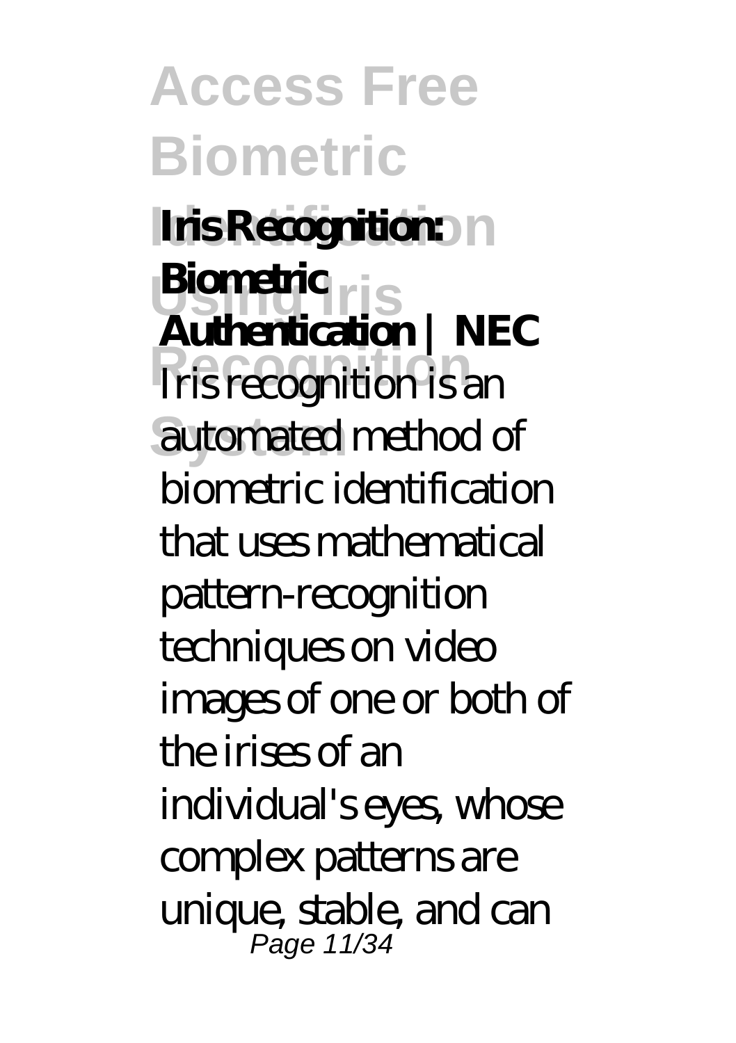**Iris Recognition: Biometric Authentication | NEC**

Iris recognition is an automated method of biometric identification that uses mathematical pattern-recognition techniques on video images of one or both of the irises of an individual's eyes, whose complex patterns are unique, stable, and can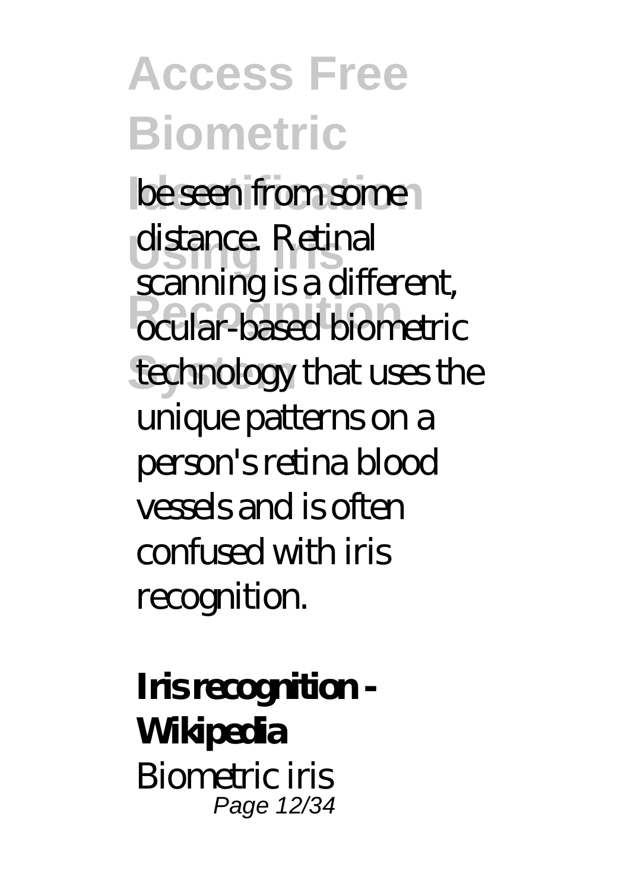be seen from some distance. Retinal scanning is a different, ocular-based biometric technology that uses the unique patterns on a person's retina blood vessels and is often confused with iris recognition.

**Iris recognition - Wikipedia**

Biometric iris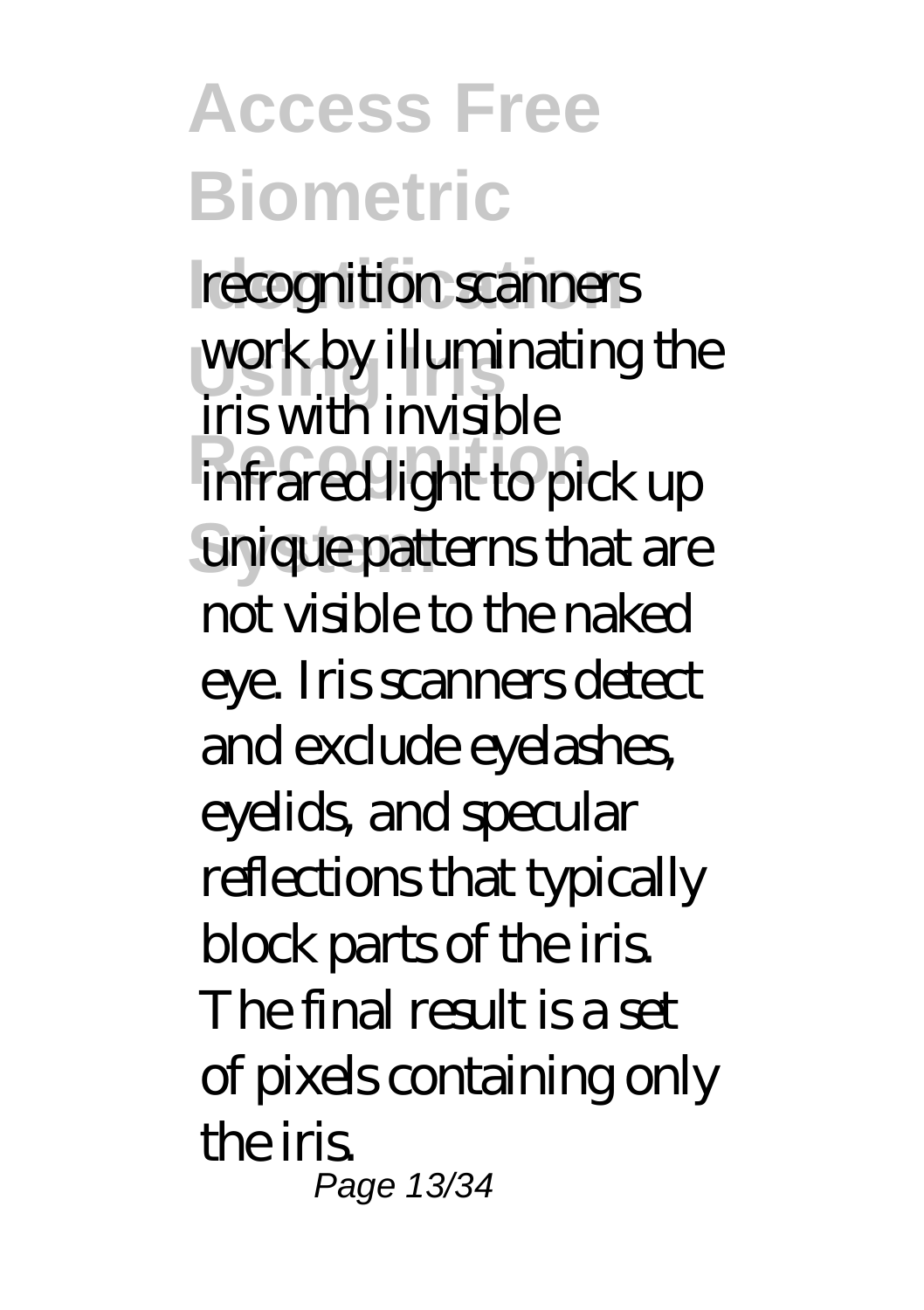recognition scanners work by illuminating the iris with invisible infrared light to pick up unique patterns that are not visible to the naked eye. Iris scanners detect and exclude eyelashes, eyelids, and specular reflections that typically block parts of the iris. The final result is a set of pixels containing only the iris.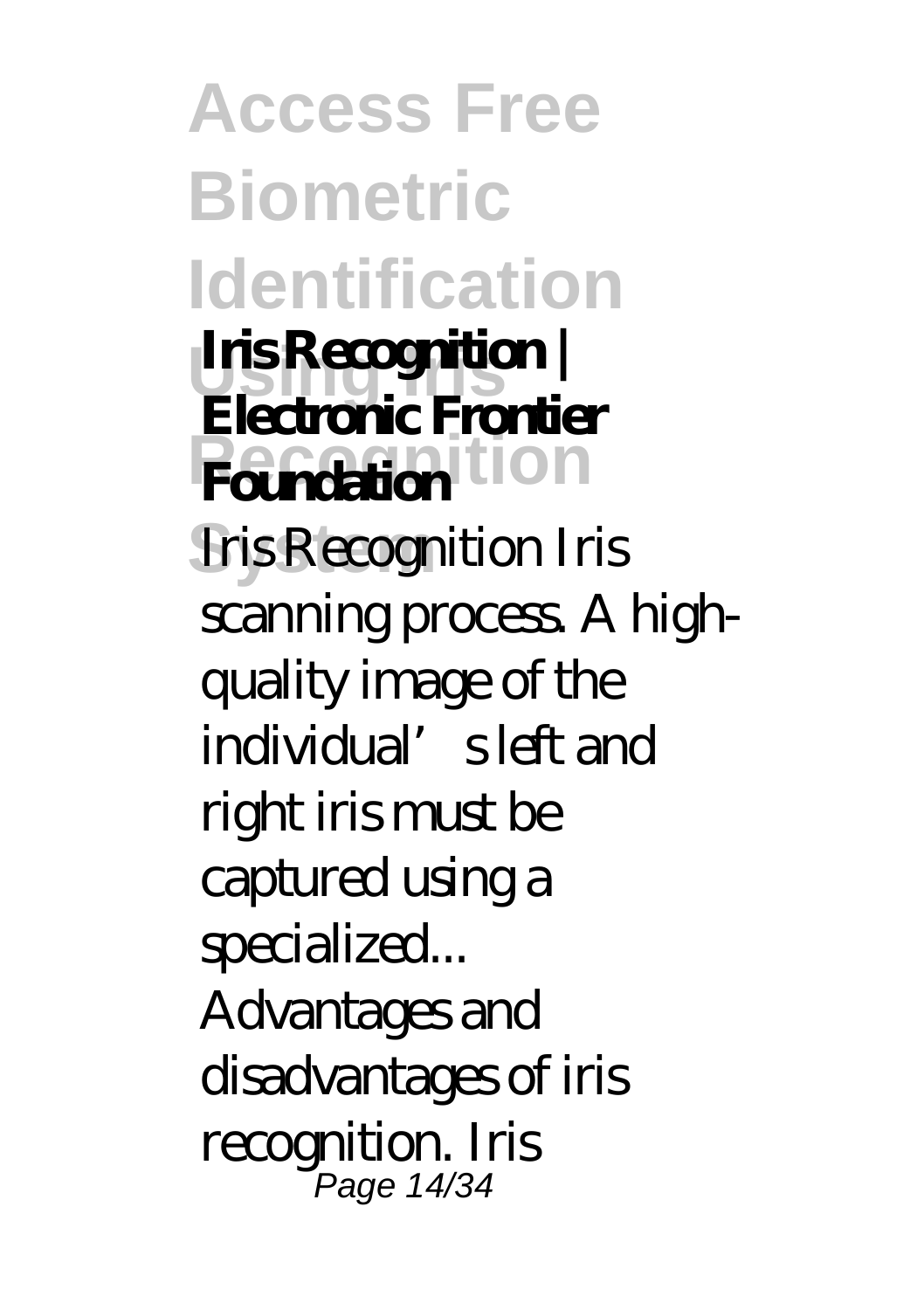**Iris Recognition | Electronic Frontier Foundation**

Iris Recognition Iris scanning process. A high-quality image of the individual's left and right iris must be captured using a specialized... Advantages and disadvantages of iris recognition. Iris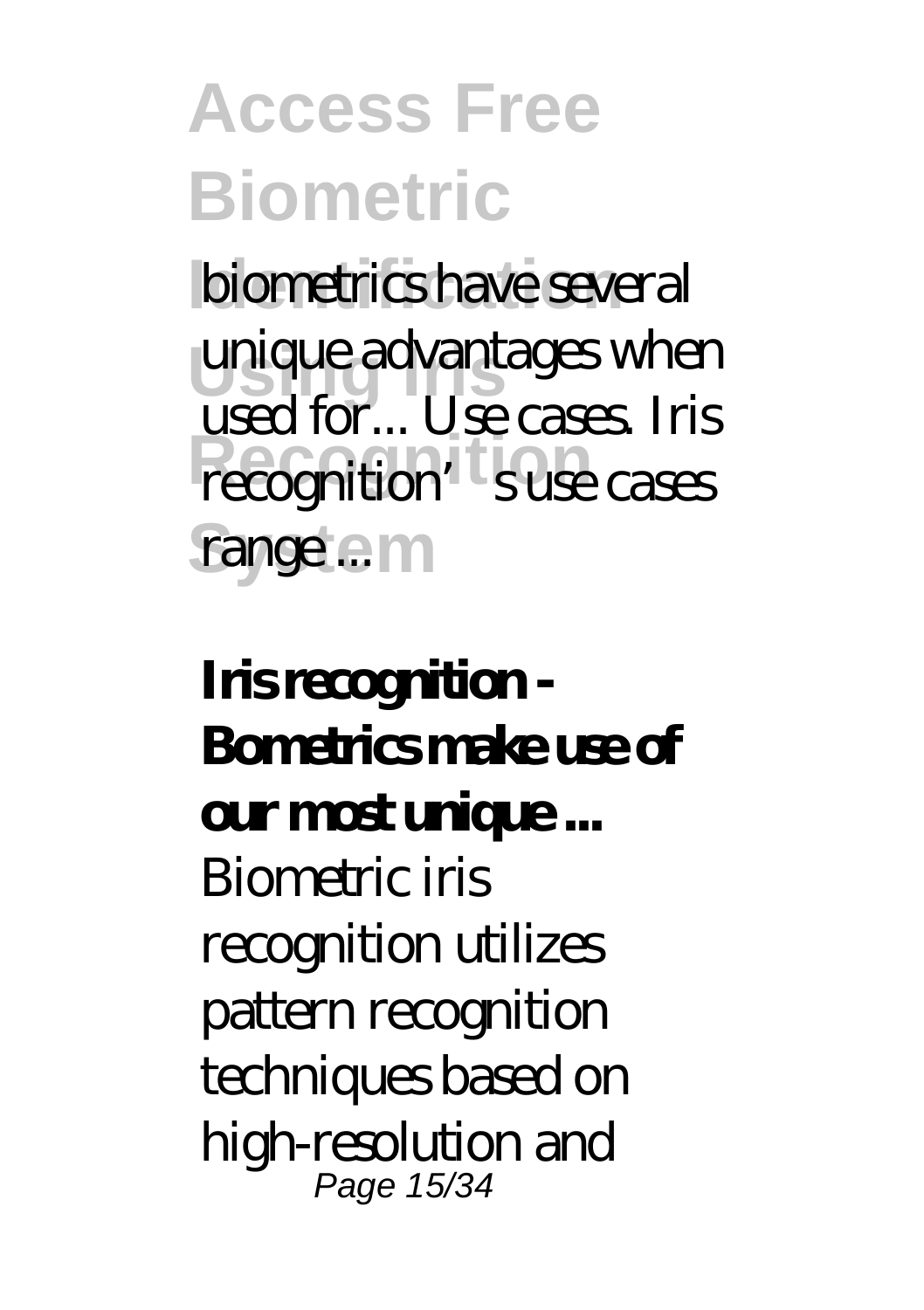biometrics have several unique advantages when used for... Use cases. Iris recognition's use cases range ...

**Iris recognition - Bometrics make use of our most unique ...**

Biometric iris recognition utilizes pattern recognition techniques based on high-resolution and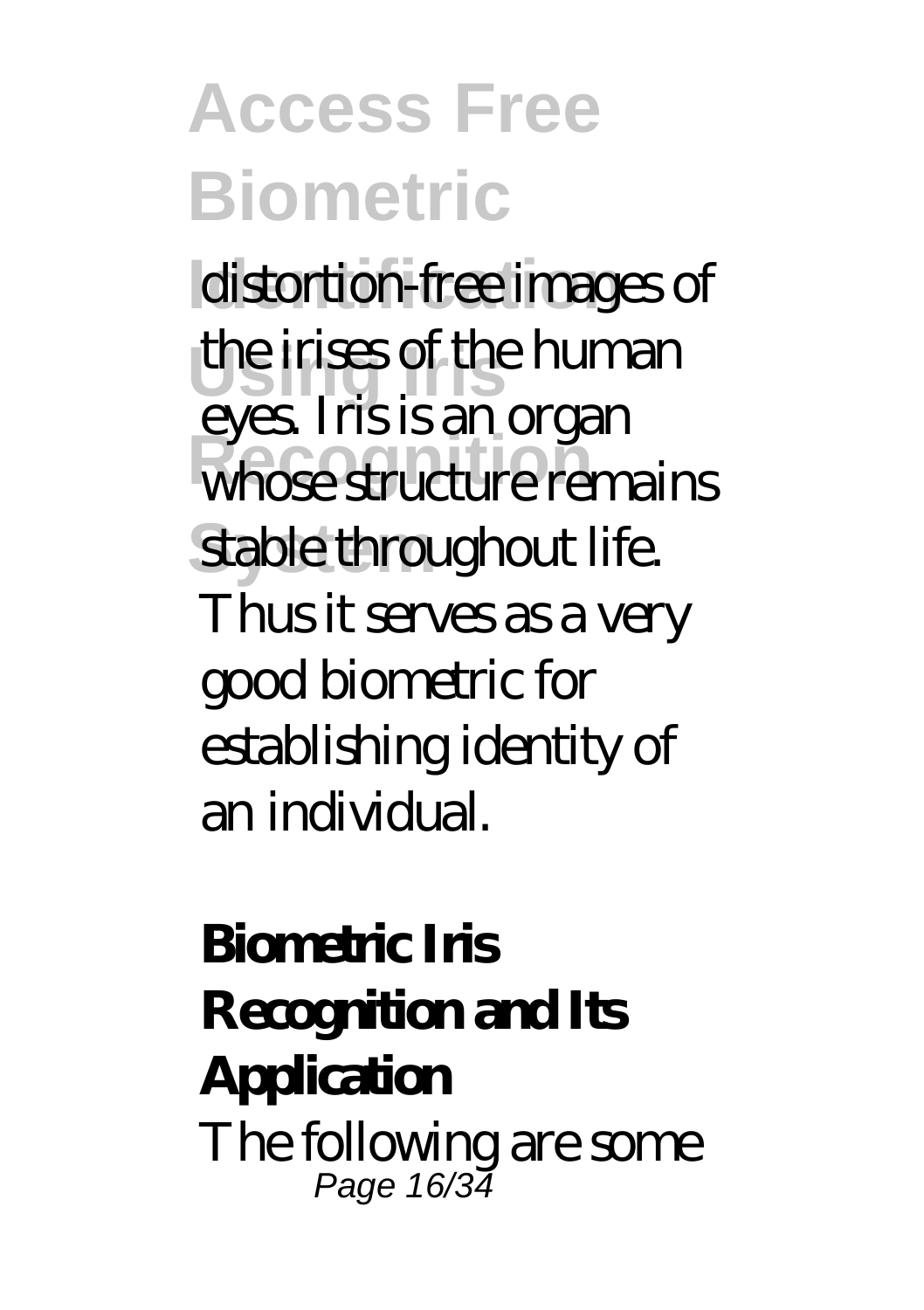distortion-free images of the irises of the human eyes. Iris is an organ whose structure remains stable throughout life. Thus it serves as a very good biometric for establishing identity of an individual.

**Biometric Iris Recognition and Its Application**

The following are some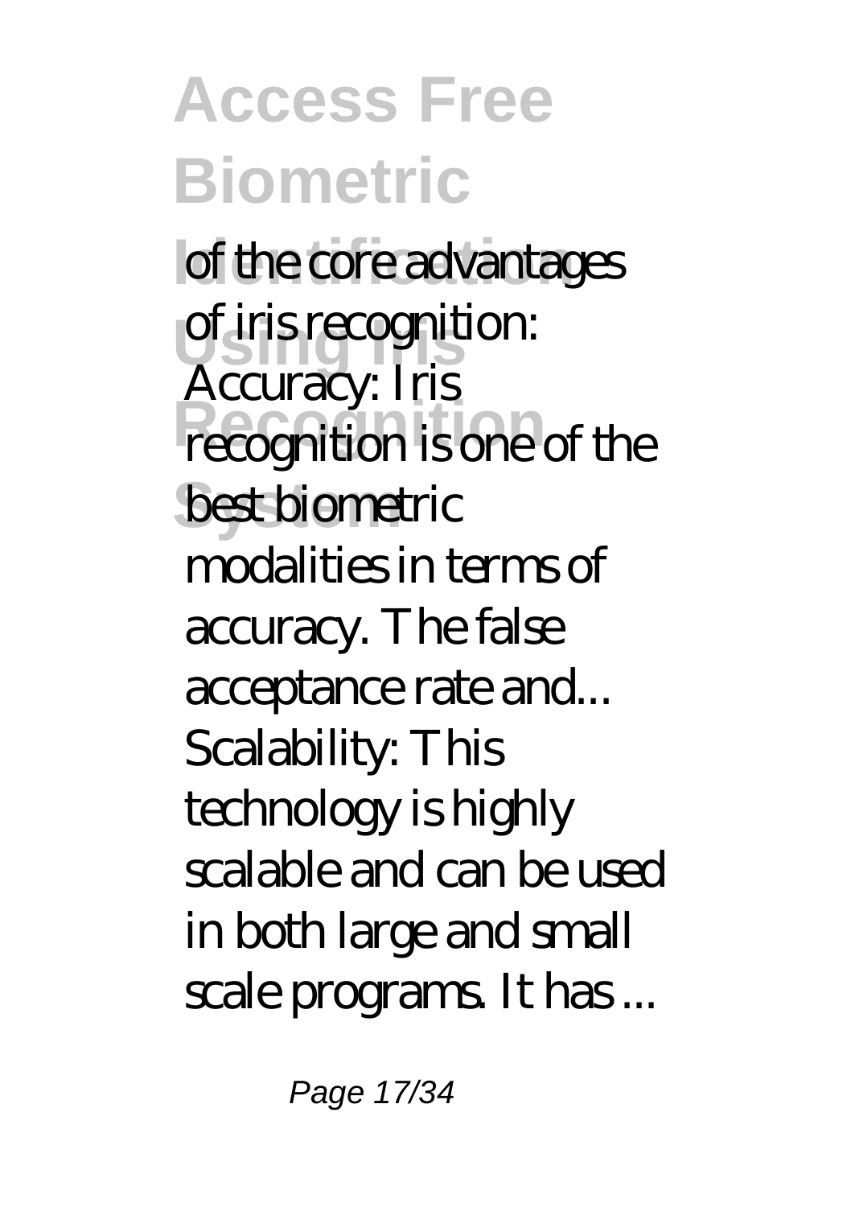of the core advantages of iris recognition: Accuracy: Iris recognition is one of the best biometric modalities in terms of accuracy. The false acceptance rate and... Scalability: This technology is highly scalable and can be used in both large and small scale programs. It has ...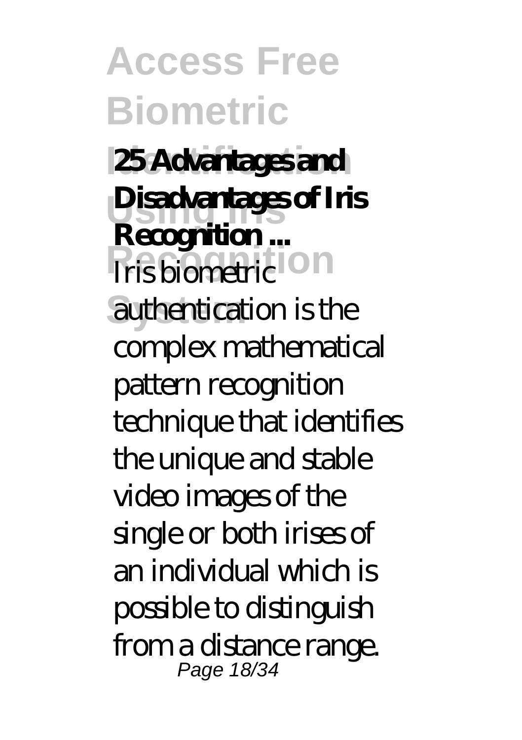**25 Advantages and Disadvantages of Iris Recognition ...**

Iris biometric authentication is the complex mathematical pattern recognition technique that identifies the unique and stable video images of the single or both irises of an individual which is possible to distinguish from a distance range.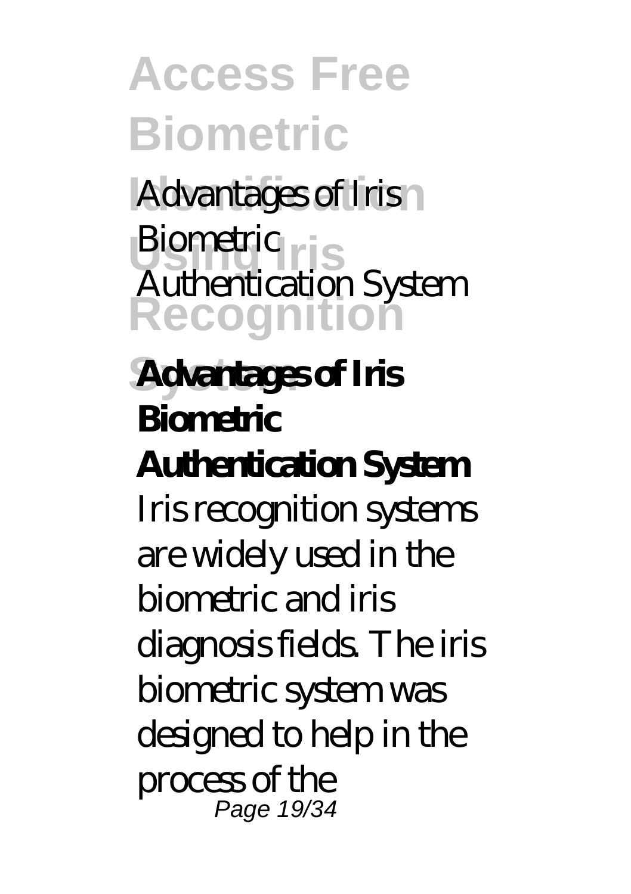Advantages of Iris Biometric Authentication System

**Advantages of Iris Biometric Authentication System**

Iris recognition systems are widely used in the biometric and iris diagnosis fields. The iris biometric system was designed to help in the process of the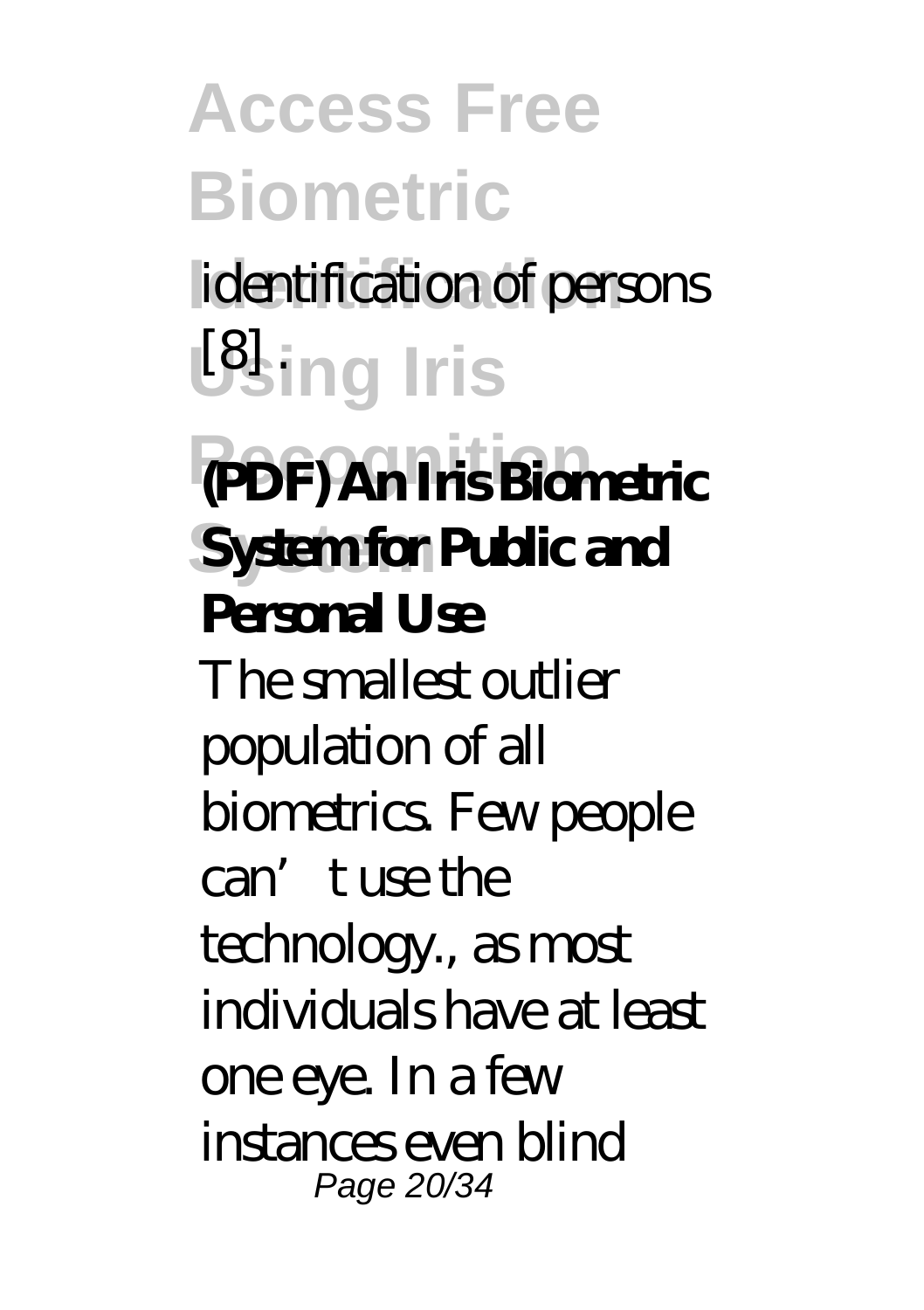identification of persons [8] .

**(PDF) An Iris Biometric System for Public and Personal Use**

The smallest outlier population of all biometrics. Few people can't use the technology., as most individuals have at least one eye. In a few instances even blind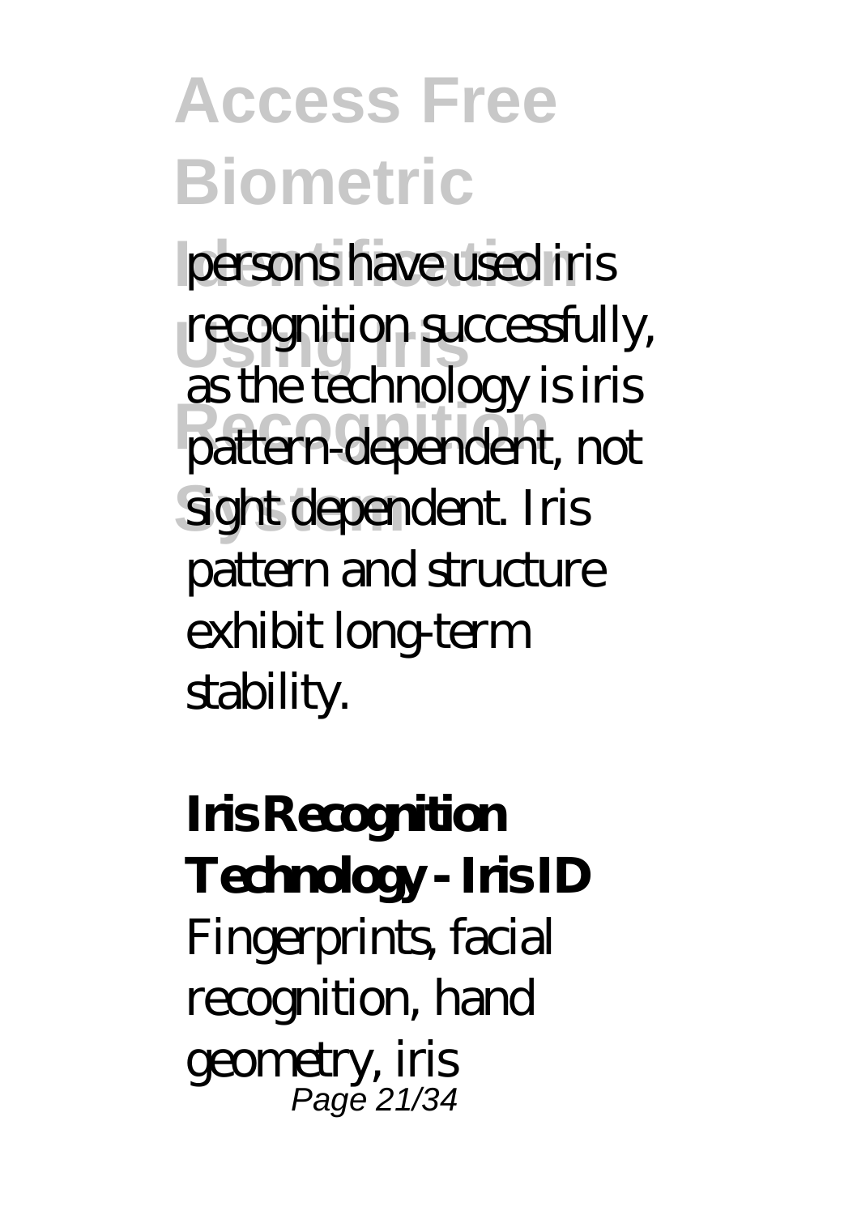persons have used iris recognition successfully, as the technology is iris pattern-dependent, not sight dependent. Iris pattern and structure exhibit long-term stability.

**Iris Recognition Technology - Iris ID**

Fingerprints, facial recognition, hand geometry, iris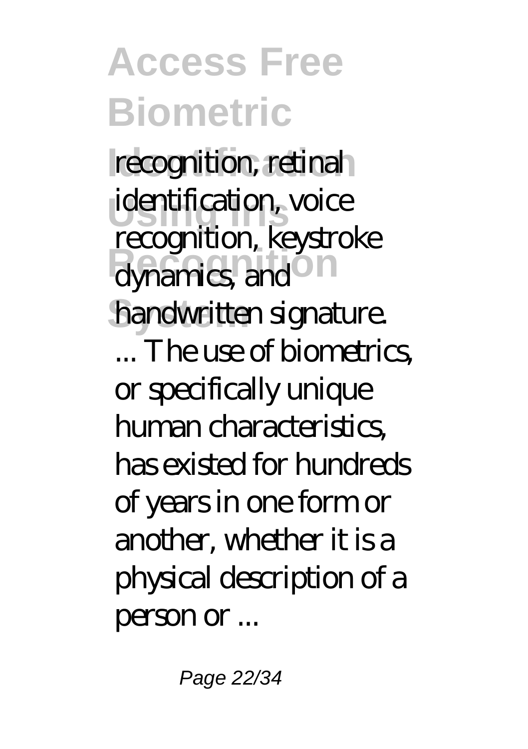recognition, retinal identification, voice recognition, keystroke dynamics, and handwritten signature. ... The use of biometrics, or specifically unique human characteristics, has existed for hundreds of years in one form or another, whether it is a physical description of a person or ...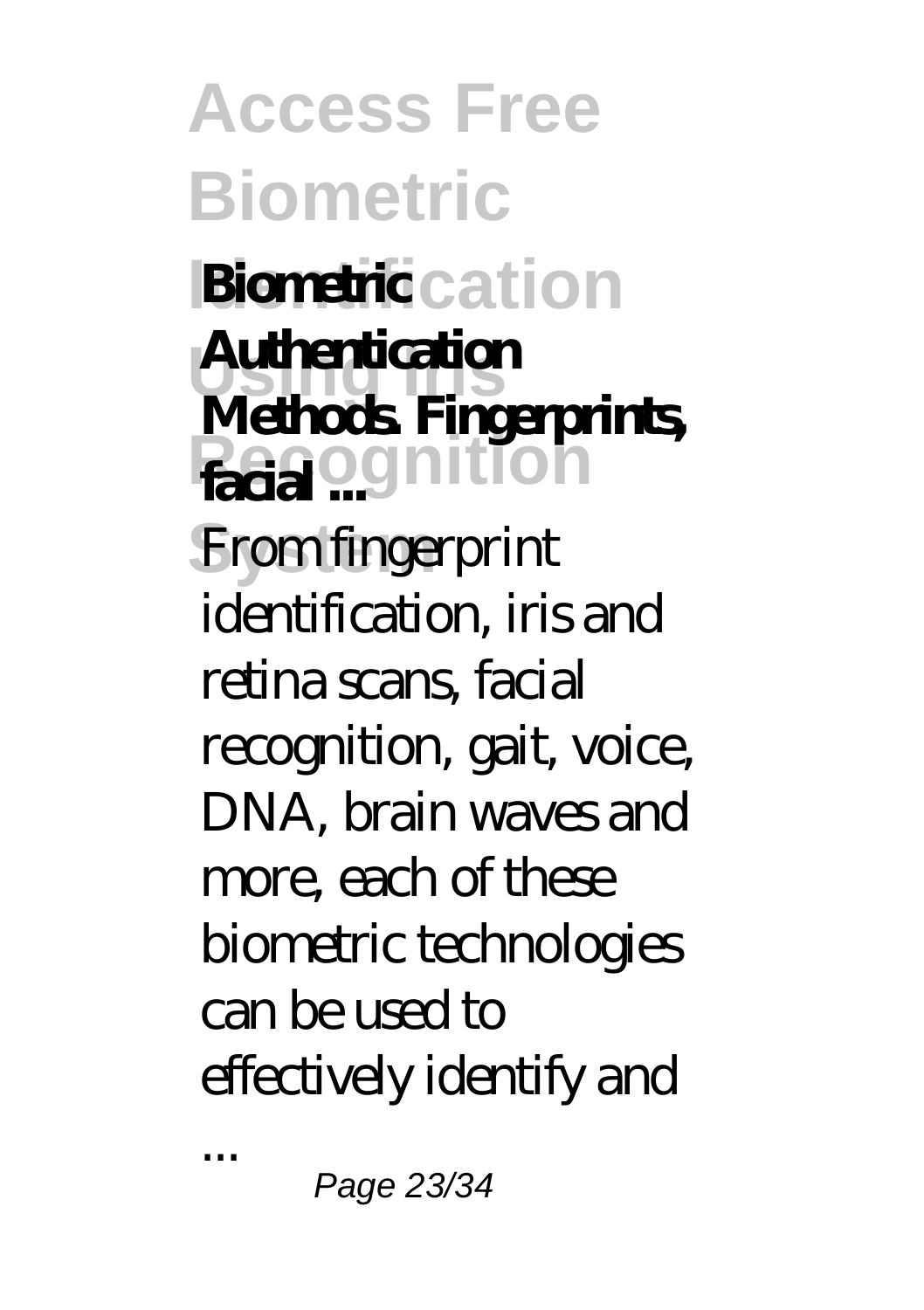**Biometric Authentication Methods. Fingerprints, facial ...**

From fingerprint identification, iris and retina scans, facial recognition, gait, voice, DNA, brain waves and more, each of these biometric technologies can be used to effectively identify and ...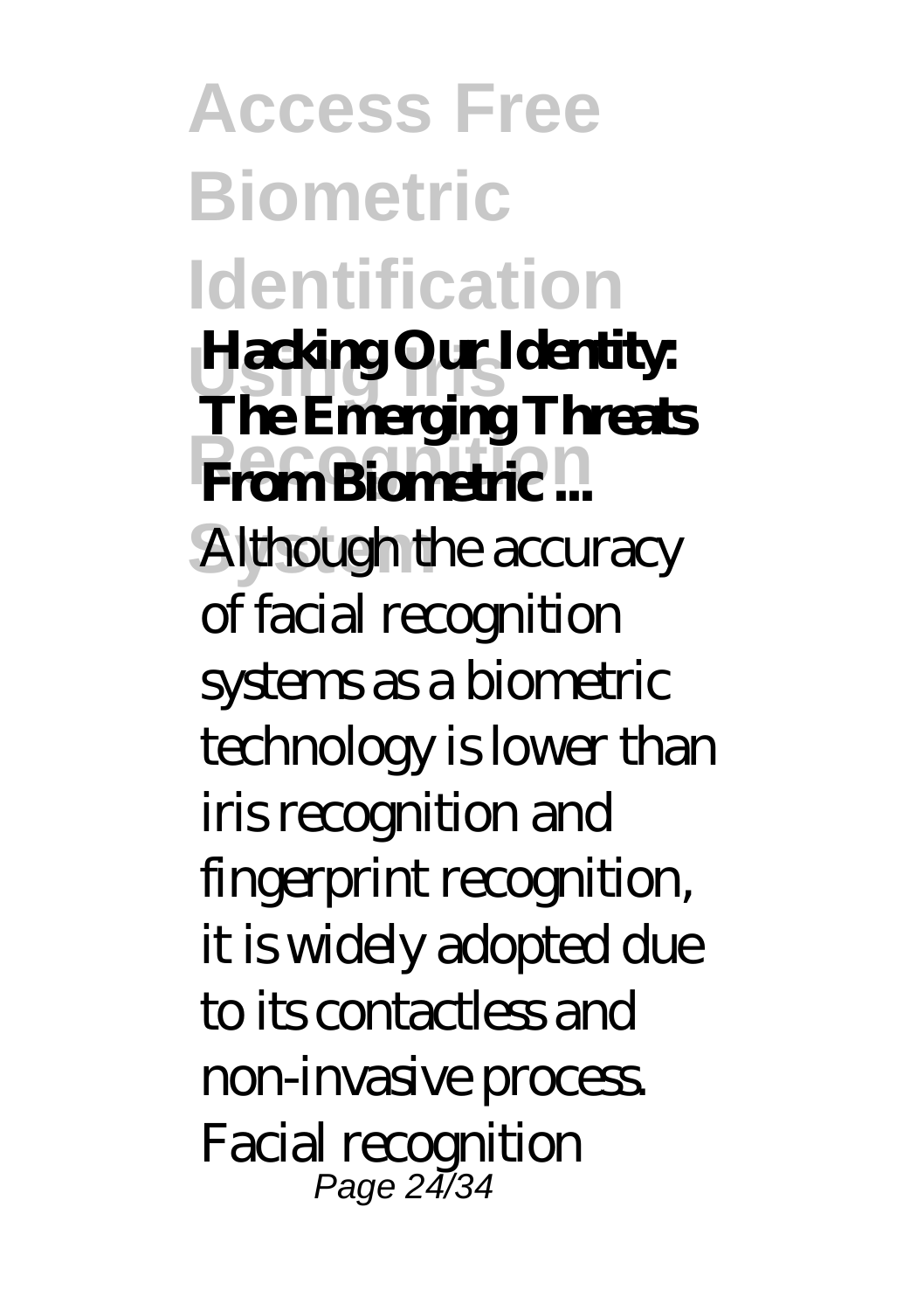**Hacking Our Identity: The Emerging Threats From Biometric ...**

Although the accuracy of facial recognition systems as a biometric technology is lower than iris recognition and fingerprint recognition, it is widely adopted due to its contactless and non-invasive process. Facial recognition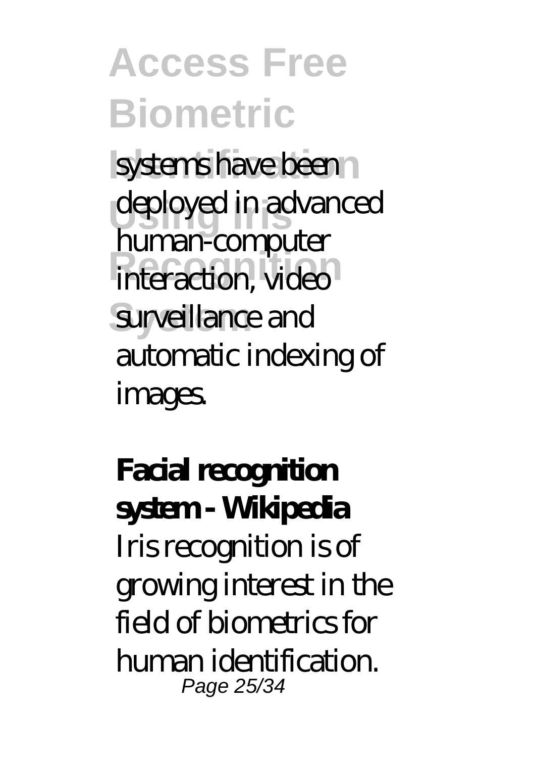systems have been deployed in advanced human-computer interaction, video surveillance and automatic indexing of images.

**Facial recognition system - Wikipedia**

Iris recognition is of growing interest in the field of biometrics for human identification.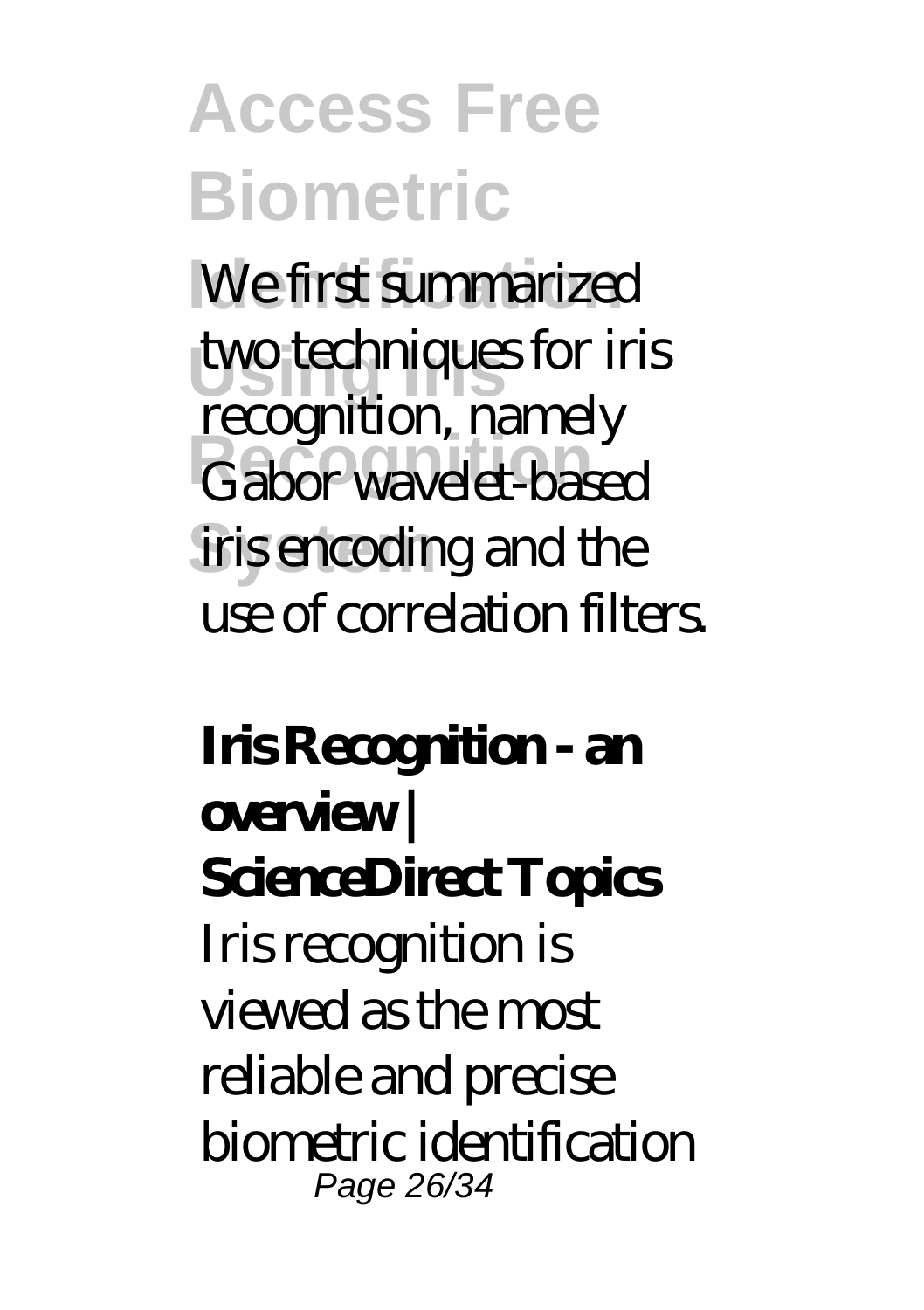We first summarized two techniques for iris recognition, namely Gabor wavelet-based iris encoding and the use of correlation filters.

**Iris Recognition - an overview | ScienceDirect Topics**

Iris recognition is viewed as the most reliable and precise biometric identification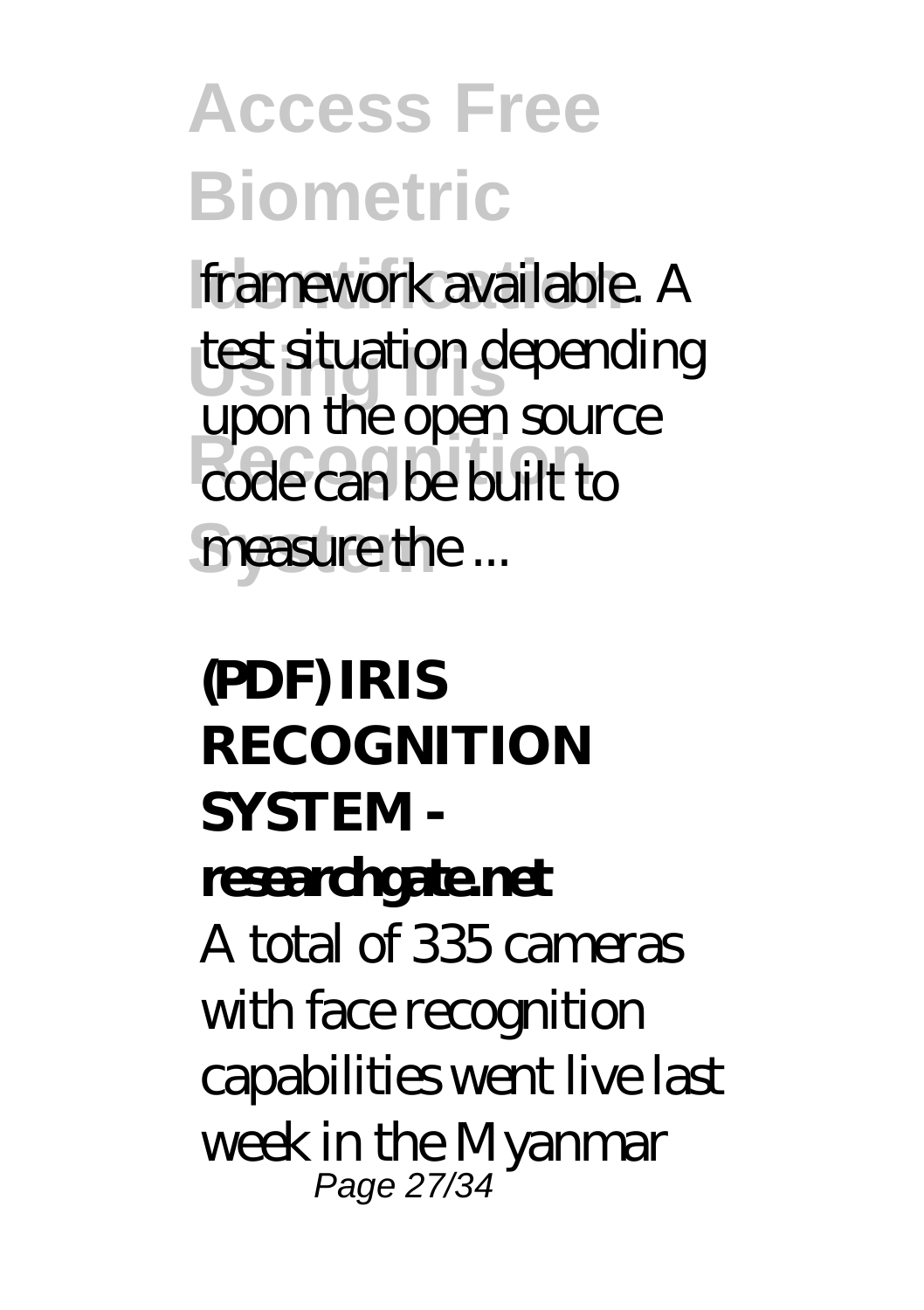framework available. A test situation depending upon the open source code can be built to measure the ...

**(PDF) IRIS RECOGNITION SYSTEM - researchgate.net**

A total of 335 cameras with face recognition capabilities went live last week in the Myanmar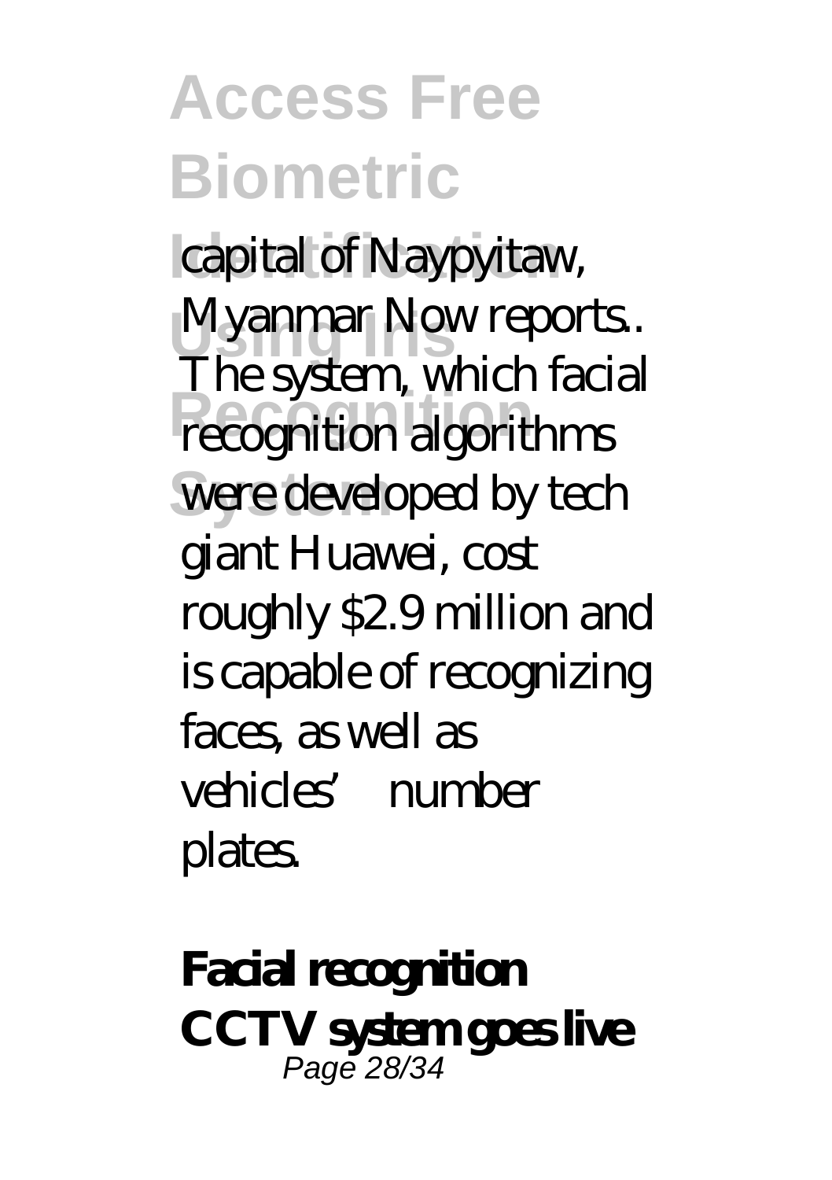capital of Naypyitaw, Myanmar Now reports.. The system, which facial recognition algorithms were developed by tech giant Huawei, cost roughly $2.9 million and is capable of recognizing faces, as well as vehicles’ number plates.

**Facial recognition CCTV system goes live**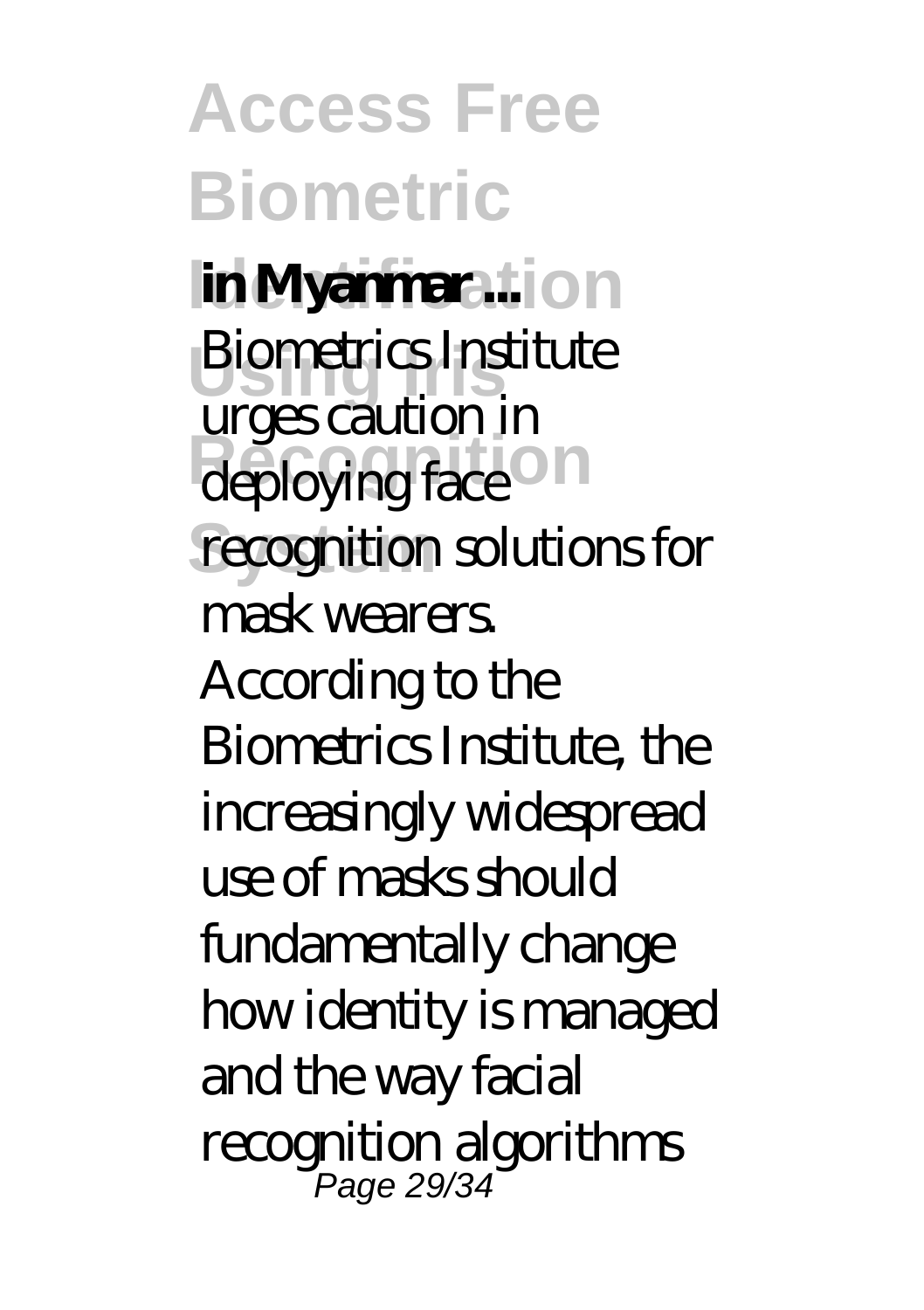**in Myanmar ...**

Biometrics Institute urges caution in deploying face recognition solutions for mask wearers. According to the Biometrics Institute, the increasingly widespread use of masks should fundamentally change how identity is managed and the way facial recognition algorithms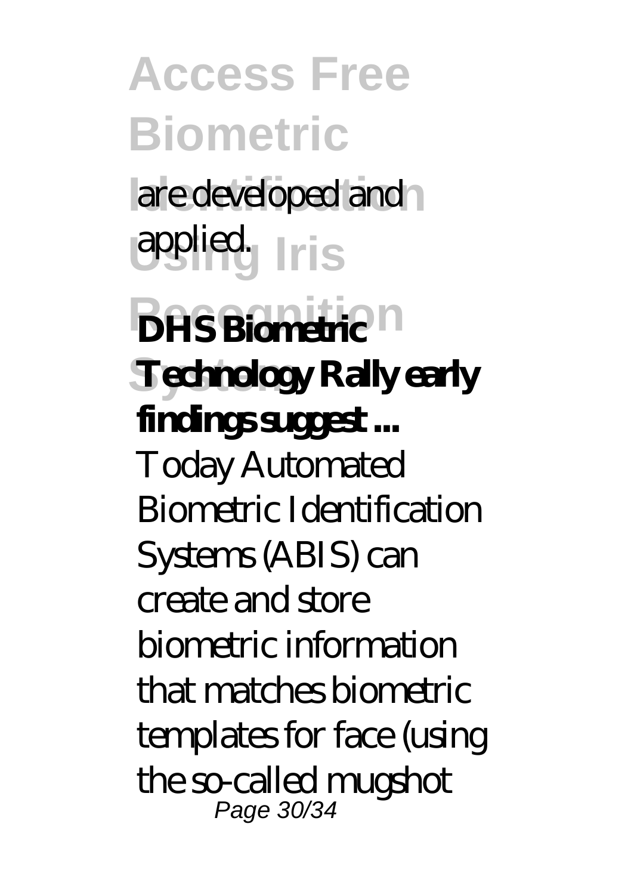are developed and applied.

**DHS Biometric Technology Rally early findings suggest ...**

Today Automated Biometric Identification Systems (ABIS) can create and store biometric information that matches biometric templates for face (using the so-called mugshot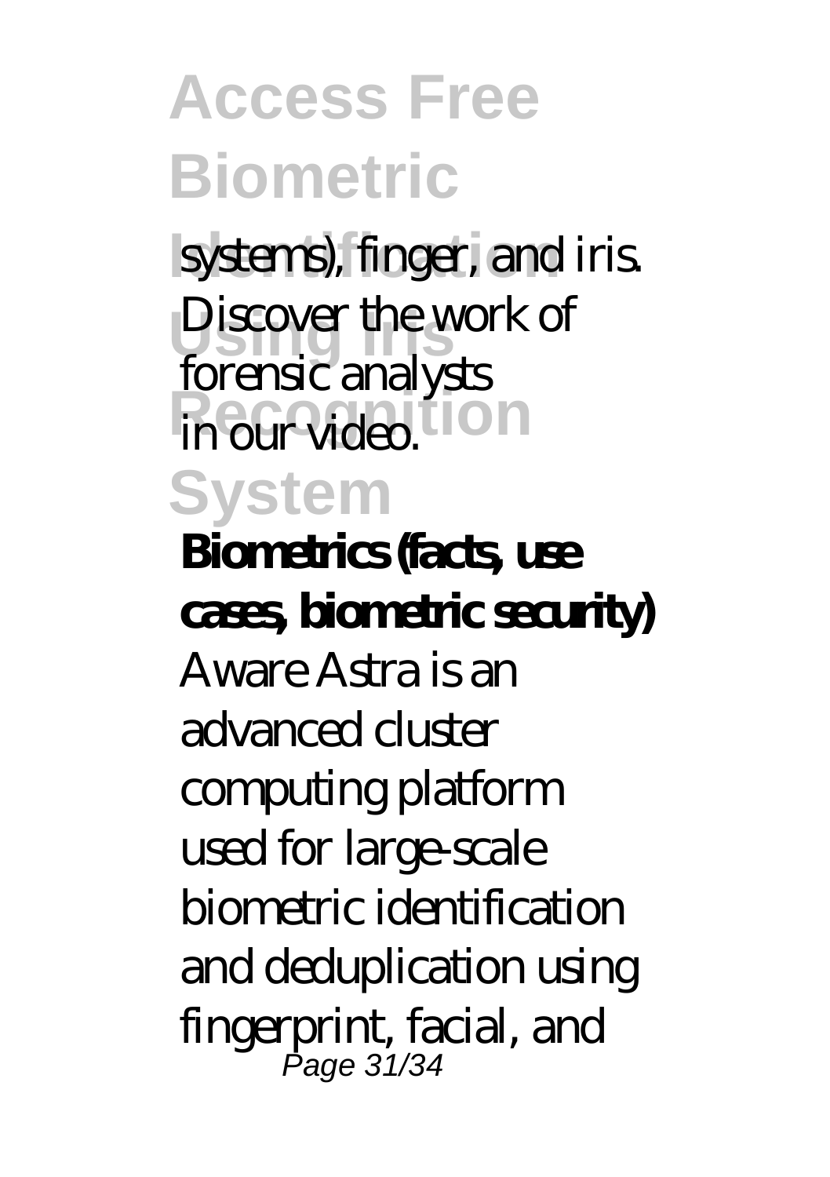systems), finger, and iris. Discover the work of forensic analysts in our video.

**Biometrics (facts, use cases, biometric security)**

Aware Astra is an advanced cluster computing platform used for large-scale biometric identification and deduplication using fingerprint, facial, and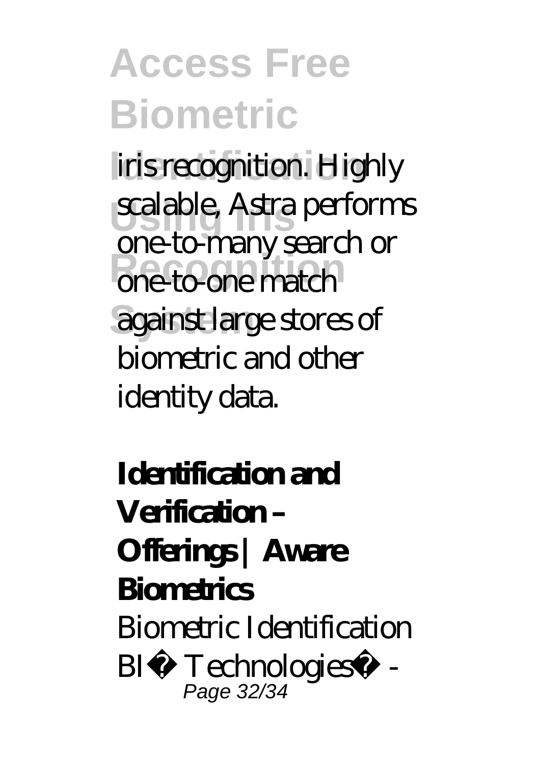iris recognition. Highly scalable, Astra performs one-to-many search or one-to-one match against large stores of biometric and other identity data.

**Identification and Verification – Offerings | Aware Biometrics**

Biometric Identification BI� Technologies� -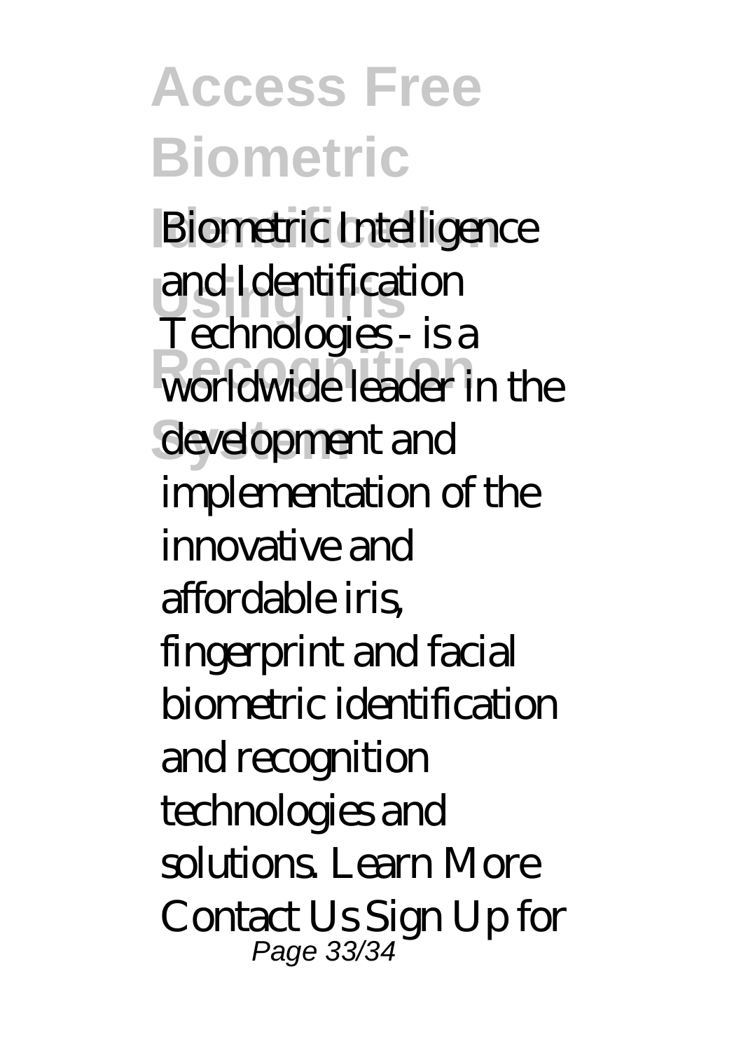Biometric Intelligence and Identification Technologies - is a worldwide leader in the development and implementation of the innovative and affordable iris, fingerprint and facial biometric identification and recognition technologies and solutions. Learn More Contact Us Sign Up for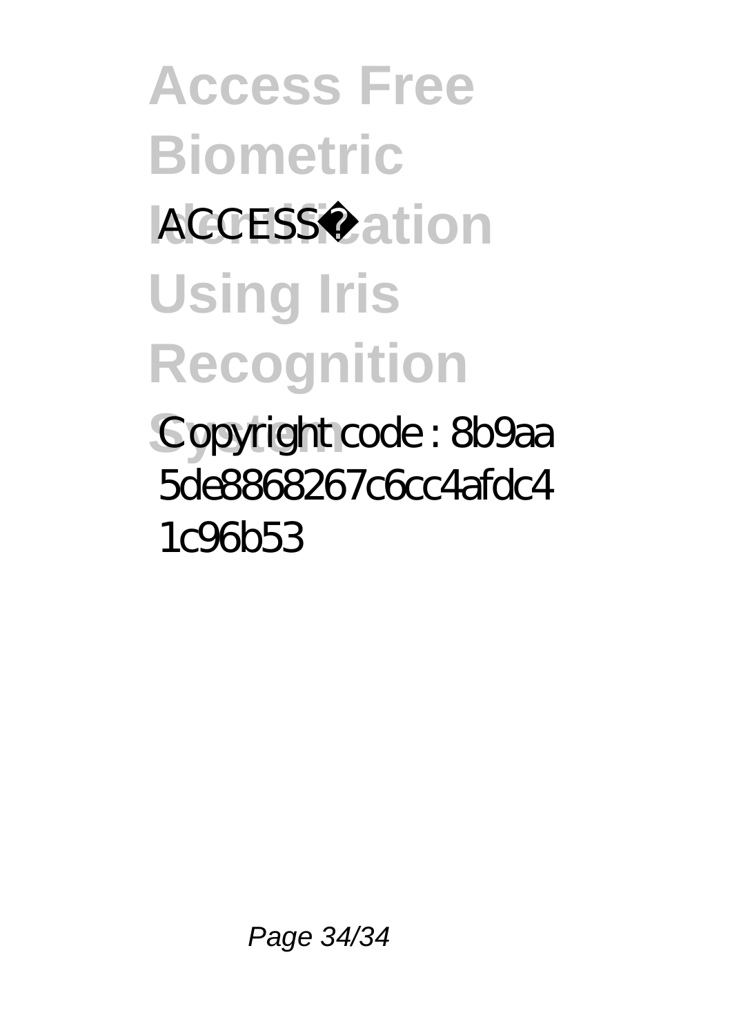ACCESS�

Copyright code : 8b9aa5de8868267c6cc4afdc41c96b53